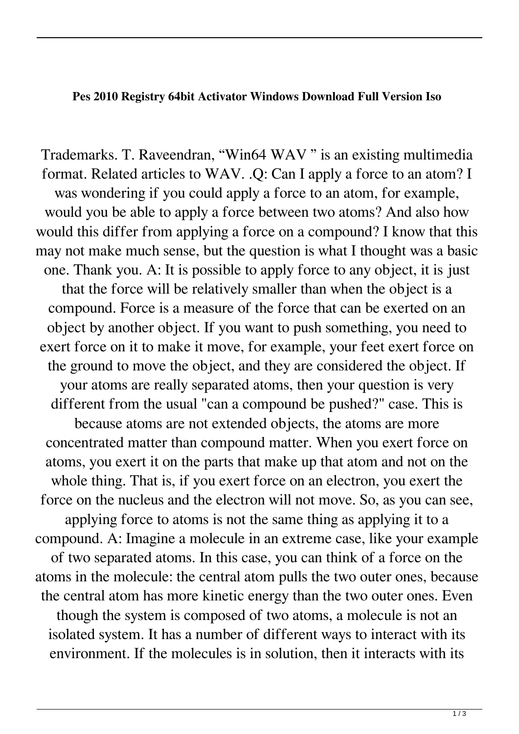**Pes 2010 Registry 64bit Activator Windows Download Full Version Iso**

Trademarks. T. Raveendran, “Win64 WAV ” is an existing multimedia format. Related articles to WAV. .Q: Can I apply a force to an atom? I was wondering if you could apply a force to an atom, for example, would you be able to apply a force between two atoms? And also how would this differ from applying a force on a compound? I know that this may not make much sense, but the question is what I thought was a basic one. Thank you. A: It is possible to apply force to any object, it is just that the force will be relatively smaller than when the object is a compound. Force is a measure of the force that can be exerted on an object by another object. If you want to push something, you need to exert force on it to make it move, for example, your feet exert force on the ground to move the object, and they are considered the object. If your atoms are really separated atoms, then your question is very different from the usual "can a compound be pushed?" case. This is because atoms are not extended objects, the atoms are more concentrated matter than compound matter. When you exert force on atoms, you exert it on the parts that make up that atom and not on the whole thing. That is, if you exert force on an electron, you exert the force on the nucleus and the electron will not move. So, as you can see, applying force to atoms is not the same thing as applying it to a compound. A: Imagine a molecule in an extreme case, like your example of two separated atoms. In this case, you can think of a force on the atoms in the molecule: the central atom pulls the two outer ones, because the central atom has more kinetic energy than the two outer ones. Even though the system is composed of two atoms, a molecule is not an isolated system. It has a number of different ways to interact with its environment. If the molecules is in solution, then it interacts with its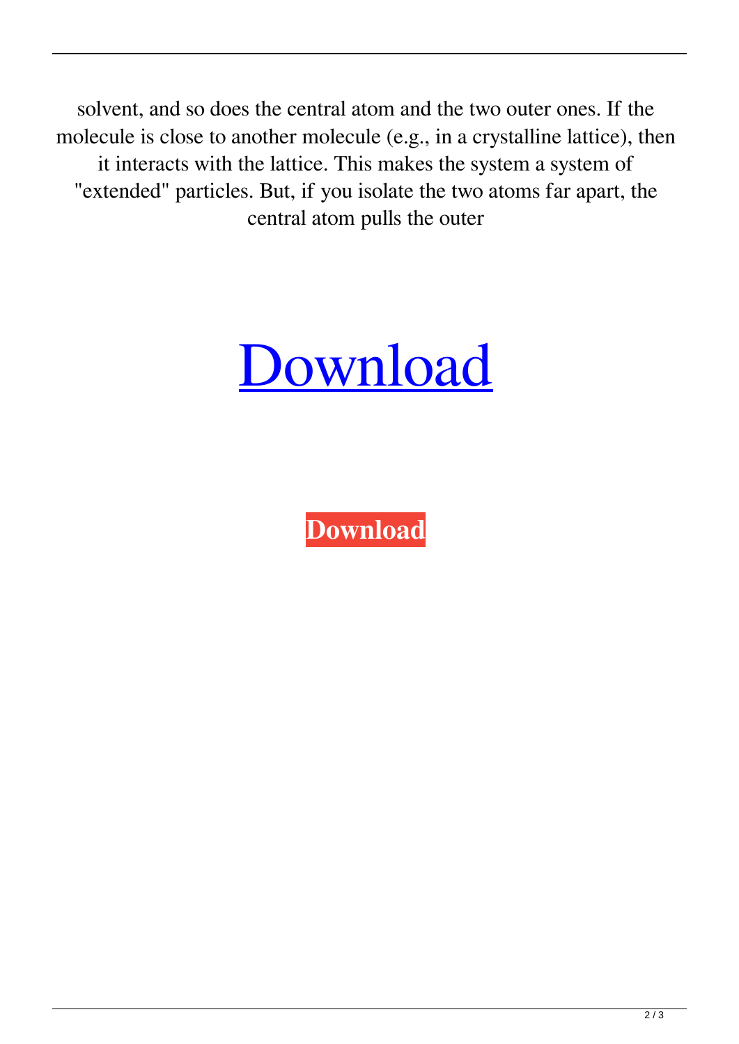solvent, and so does the central atom and the two outer ones. If the molecule is close to another molecule (e.g., in a crystalline lattice), then it interacts with the lattice. This makes the system a system of "extended" particles. But, if you isolate the two atoms far apart, the central atom pulls the outer

# Download

**Download**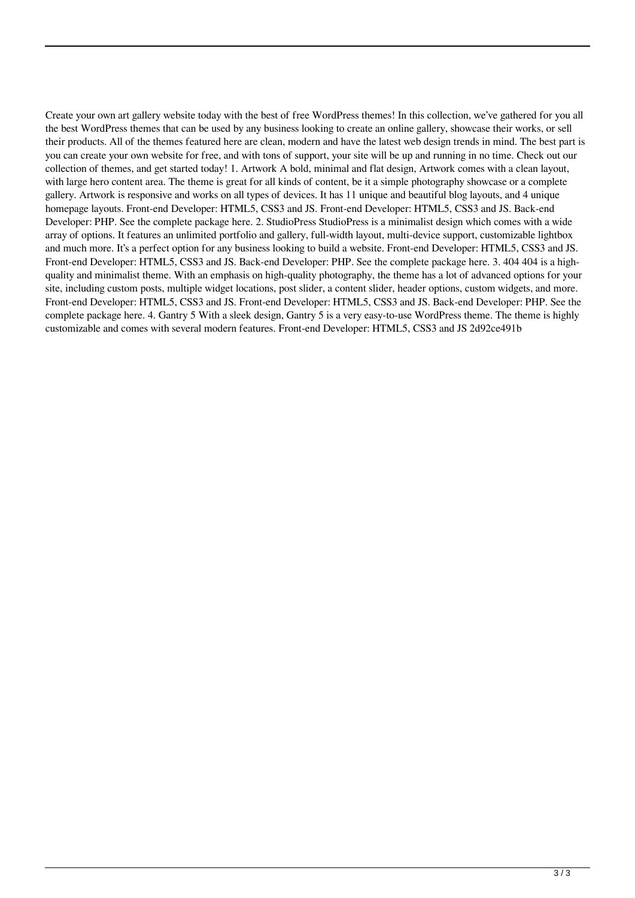Create your own art gallery website today with the best of free WordPress themes! In this collection, we've gathered for you all the best WordPress themes that can be used by any business looking to create an online gallery, showcase their works, or sell their products. All of the themes featured here are clean, modern and have the latest web design trends in mind. The best part is you can create your own website for free, and with tons of support, your site will be up and running in no time. Check out our collection of themes, and get started today! 1. Artwork A bold, minimal and flat design, Artwork comes with a clean layout, with large hero content area. The theme is great for all kinds of content, be it a simple photography showcase or a complete gallery. Artwork is responsive and works on all types of devices. It has 11 unique and beautiful blog layouts, and 4 unique homepage layouts. Front-end Developer: HTML5, CSS3 and JS. Front-end Developer: HTML5, CSS3 and JS. Back-end Developer: PHP. See the complete package here. 2. StudioPress StudioPress is a minimalist design which comes with a wide array of options. It features an unlimited portfolio and gallery, full-width layout, multi-device support, customizable lightbox and much more. It's a perfect option for any business looking to build a website. Front-end Developer: HTML5, CSS3 and JS. Front-end Developer: HTML5, CSS3 and JS. Back-end Developer: PHP. See the complete package here. 3. 404 404 is a high-quality and minimalist theme. With an emphasis on high-quality photography, the theme has a lot of advanced options for your site, including custom posts, multiple widget locations, post slider, a content slider, header options, custom widgets, and more. Front-end Developer: HTML5, CSS3 and JS. Front-end Developer: HTML5, CSS3 and JS. Back-end Developer: PHP. See the complete package here. 4. Gantry 5 With a sleek design, Gantry 5 is a very easy-to-use WordPress theme. The theme is highly customizable and comes with several modern features. Front-end Developer: HTML5, CSS3 and JS 2d92ce491b